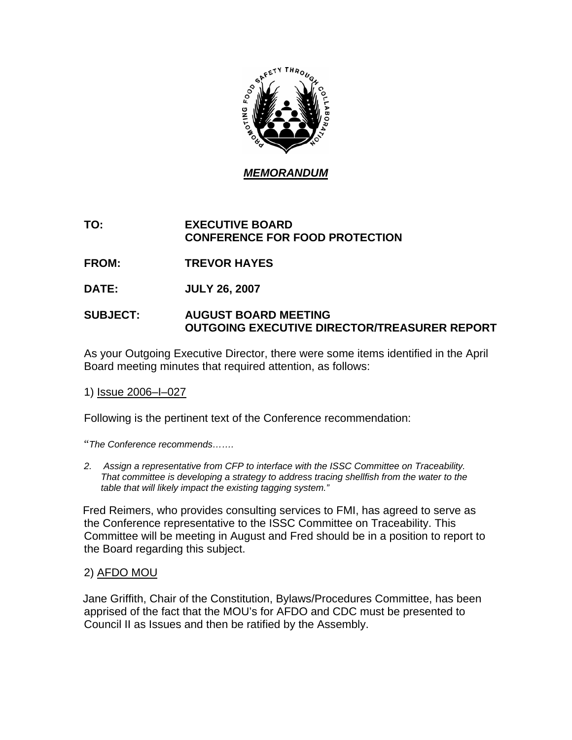***MEMORANDUM***

**TO:** **EXECUTIVE BOARD**
**CONFERENCE FOR FOOD PROTECTION**

**FROM:** **TREVOR HAYES**

**DATE:** **JULY 26, 2007**

**SUBJECT:** **AUGUST BOARD MEETING**
**OUTGOING EXECUTIVE DIRECTOR/TREASURER REPORT**

As your Outgoing Executive Director, there were some items identified in the April Board meeting minutes that required attention, as follows:

1) Issue 2006–I–027

Following is the pertinent text of the Conference recommendation:

"*The Conference recommends…….*

*2. Assign a representative from CFP to interface with the ISSC Committee on Traceability. That committee is developing a strategy to address tracing shellfish from the water to the table that will likely impact the existing tagging system."*

Fred Reimers, who provides consulting services to FMI, has agreed to serve as the Conference representative to the ISSC Committee on Traceability. This Committee will be meeting in August and Fred should be in a position to report to the Board regarding this subject.

2) AFDO MOU

Jane Griffith, Chair of the Constitution, Bylaws/Procedures Committee, has been apprised of the fact that the MOU's for AFDO and CDC must be presented to Council II as Issues and then be ratified by the Assembly.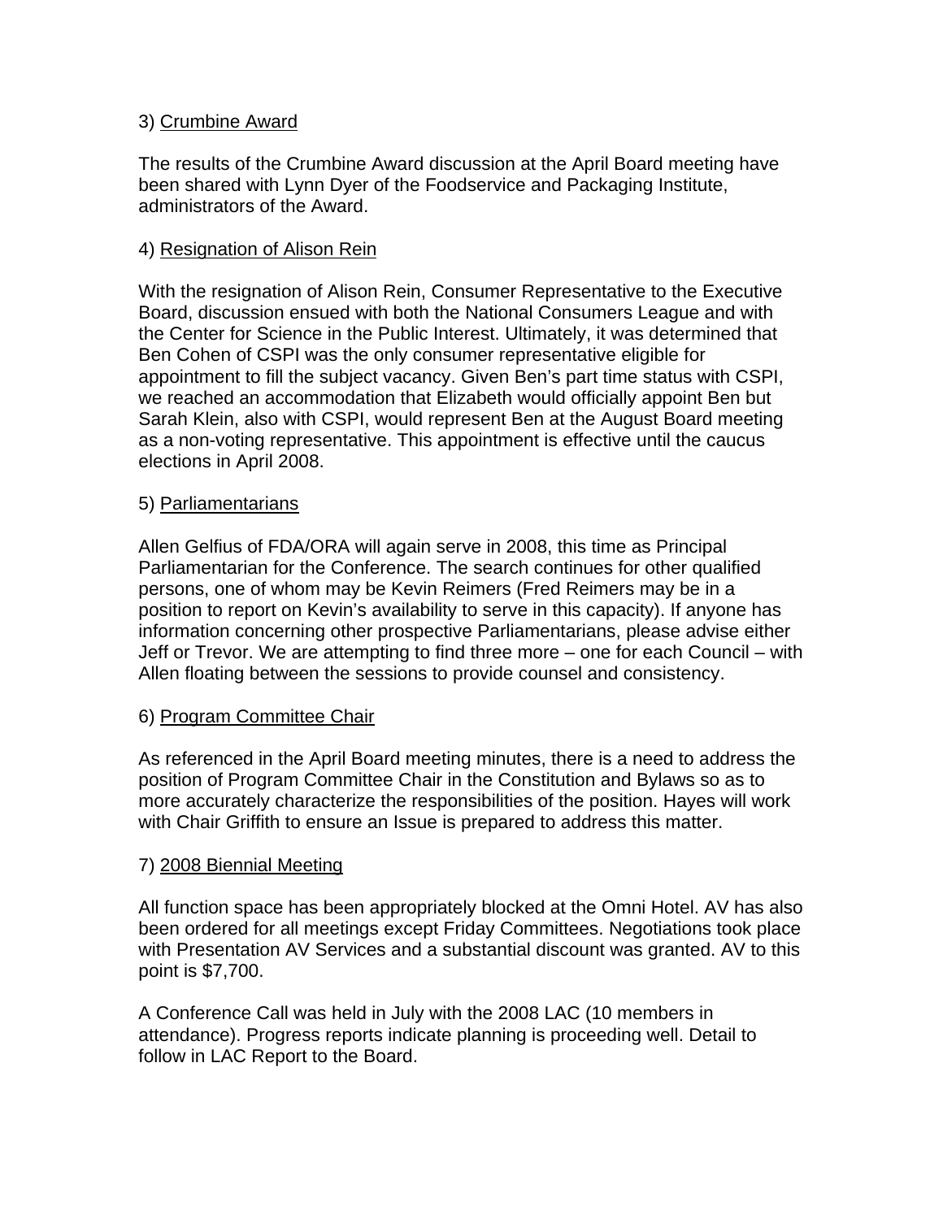3) Crumbine Award

The results of the Crumbine Award discussion at the April Board meeting have been shared with Lynn Dyer of the Foodservice and Packaging Institute, administrators of the Award.

4) Resignation of Alison Rein

With the resignation of Alison Rein, Consumer Representative to the Executive Board, discussion ensued with both the National Consumers League and with the Center for Science in the Public Interest. Ultimately, it was determined that Ben Cohen of CSPI was the only consumer representative eligible for appointment to fill the subject vacancy. Given Ben's part time status with CSPI, we reached an accommodation that Elizabeth would officially appoint Ben but Sarah Klein, also with CSPI, would represent Ben at the August Board meeting as a non-voting representative. This appointment is effective until the caucus elections in April 2008.

5) Parliamentarians

Allen Gelfius of FDA/ORA will again serve in 2008, this time as Principal Parliamentarian for the Conference. The search continues for other qualified persons, one of whom may be Kevin Reimers (Fred Reimers may be in a position to report on Kevin's availability to serve in this capacity). If anyone has information concerning other prospective Parliamentarians, please advise either Jeff or Trevor. We are attempting to find three more – one for each Council – with Allen floating between the sessions to provide counsel and consistency.

6) Program Committee Chair

As referenced in the April Board meeting minutes, there is a need to address the position of Program Committee Chair in the Constitution and Bylaws so as to more accurately characterize the responsibilities of the position. Hayes will work with Chair Griffith to ensure an Issue is prepared to address this matter.

7) 2008 Biennial Meeting

All function space has been appropriately blocked at the Omni Hotel. AV has also been ordered for all meetings except Friday Committees. Negotiations took place with Presentation AV Services and a substantial discount was granted. AV to this point is $7,700.

A Conference Call was held in July with the 2008 LAC (10 members in attendance). Progress reports indicate planning is proceeding well. Detail to follow in LAC Report to the Board.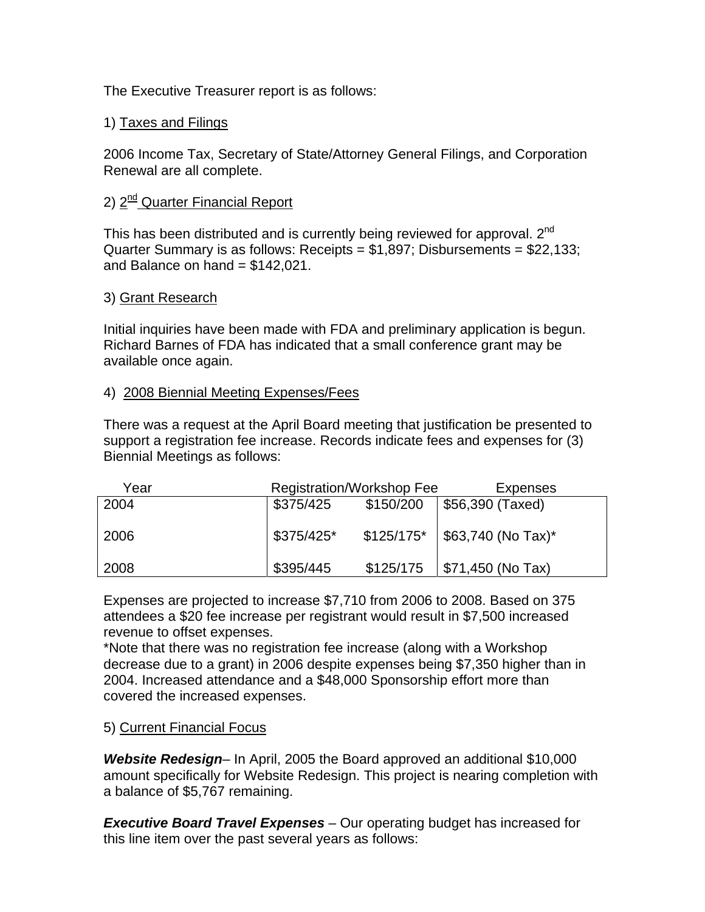The Executive Treasurer report is as follows:

1) Taxes and Filings

2006 Income Tax, Secretary of State/Attorney General Filings, and Corporation Renewal are all complete.

2) 2nd Quarter Financial Report

This has been distributed and is currently being reviewed for approval. 2nd Quarter Summary is as follows: Receipts = $1,897; Disbursements = $22,133; and Balance on hand = $142,021.

3) Grant Research

Initial inquiries have been made with FDA and preliminary application is begun. Richard Barnes of FDA has indicated that a small conference grant may be available once again.

4) 2008 Biennial Meeting Expenses/Fees

There was a request at the April Board meeting that justification be presented to support a registration fee increase. Records indicate fees and expenses for (3) Biennial Meetings as follows:

| Year | Registration/Workshop Fee | | Expenses |
|---|---|---|---|
| 2004 | $375/425 | $150/200 | $56,390 (Taxed) |
| 2006 | $375/425* | $125/175* | $63,740 (No Tax)* |
| 2008 | $395/445 | $125/175 | $71,450 (No Tax) |

Expenses are projected to increase $7,710 from 2006 to 2008. Based on 375 attendees a $20 fee increase per registrant would result in $7,500 increased revenue to offset expenses.
*Note that there was no registration fee increase (along with a Workshop decrease due to a grant) in 2006 despite expenses being $7,350 higher than in 2004. Increased attendance and a $48,000 Sponsorship effort more than covered the increased expenses.

5) Current Financial Focus

***Website Redesign***– In April, 2005 the Board approved an additional $10,000 amount specifically for Website Redesign. This project is nearing completion with a balance of $5,767 remaining.

***Executive Board Travel Expenses*** – Our operating budget has increased for this line item over the past several years as follows: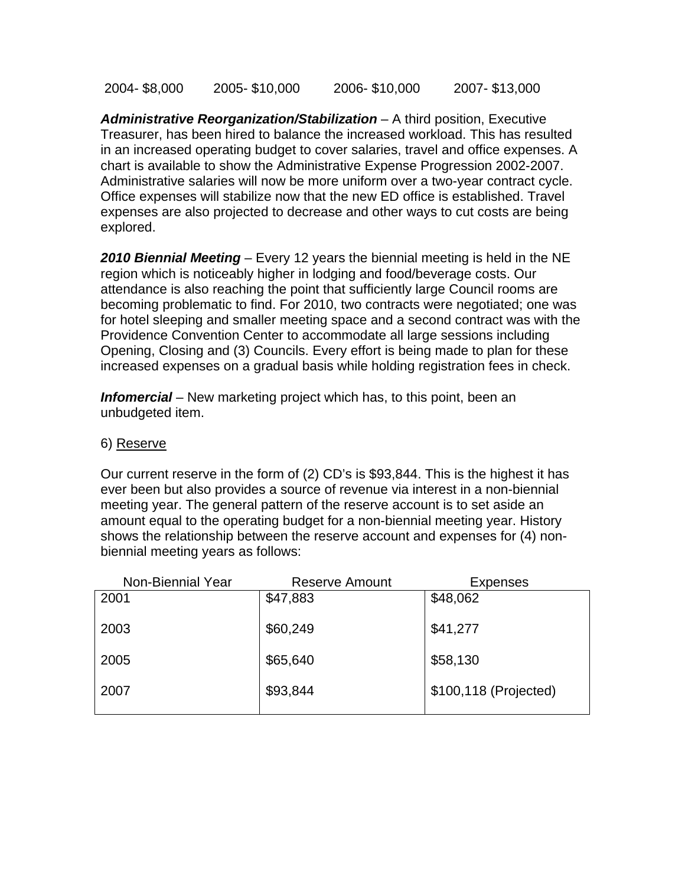2004- $8,000    2005- $10,000    2006- $10,000    2007- $13,000

***Administrative Reorganization/Stabilization*** – A third position, Executive Treasurer, has been hired to balance the increased workload. This has resulted in an increased operating budget to cover salaries, travel and office expenses. A chart is available to show the Administrative Expense Progression 2002-2007. Administrative salaries will now be more uniform over a two-year contract cycle. Office expenses will stabilize now that the new ED office is established. Travel expenses are also projected to decrease and other ways to cut costs are being explored.

***2010 Biennial Meeting*** – Every 12 years the biennial meeting is held in the NE region which is noticeably higher in lodging and food/beverage costs. Our attendance is also reaching the point that sufficiently large Council rooms are becoming problematic to find. For 2010, two contracts were negotiated; one was for hotel sleeping and smaller meeting space and a second contract was with the Providence Convention Center to accommodate all large sessions including Opening, Closing and (3) Councils. Every effort is being made to plan for these increased expenses on a gradual basis while holding registration fees in check.

***Infomercial*** – New marketing project which has, to this point, been an unbudgeted item.

6) <u>Reserve</u>

Our current reserve in the form of (2) CD's is $93,844. This is the highest it has ever been but also provides a source of revenue via interest in a non-biennial meeting year. The general pattern of the reserve account is to set aside an amount equal to the operating budget for a non-biennial meeting year. History shows the relationship between the reserve account and expenses for (4) non-biennial meeting years as follows:

| Non-Biennial Year | Reserve Amount | Expenses |
|---|---|---|
| 2001 | $47,883 | $48,062 |
| 2003 | $60,249 | $41,277 |
| 2005 | $65,640 | $58,130 |
| 2007 | $93,844 | $100,118 (Projected) |